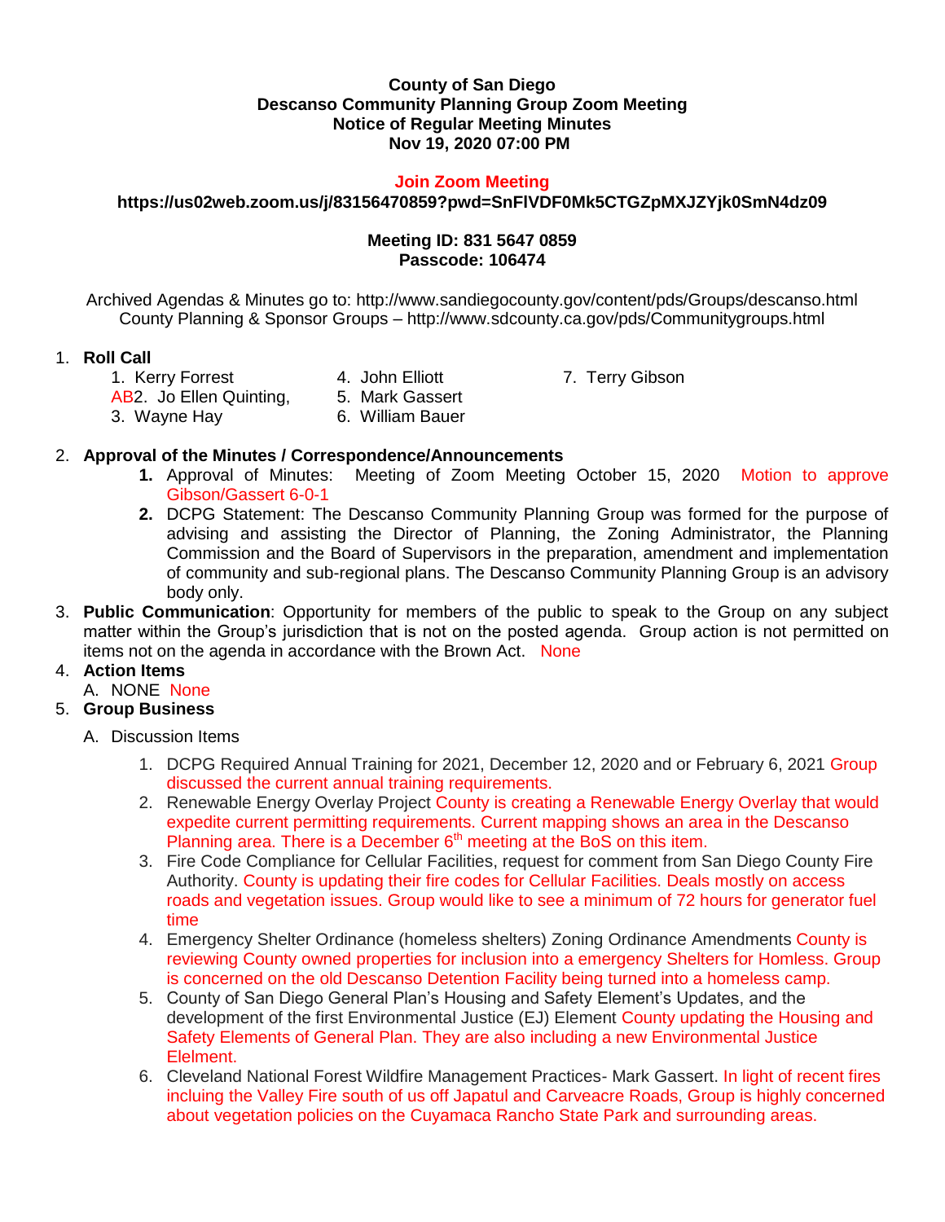**County of San Diego**
**Descanso Community Planning Group Zoom Meeting**
**Notice of Regular Meeting Minutes**
**Nov 19, 2020 07:00 PM**

**Join Zoom Meeting**
**https://us02web.zoom.us/j/83156470859?pwd=SnFlVDF0Mk5CTGZpMXJZYjk0SmN4dz09**

**Meeting ID: 831 5647 0859**
**Passcode: 106474**

Archived Agendas & Minutes go to: http://www.sandiegocounty.gov/content/pds/Groups/descanso.html
County Planning & Sponsor Groups – http://www.sdcounty.ca.gov/pds/Communitygroups.html

1. **Roll Call**
   1. Kerry Forrest
   AB2. Jo Ellen Quinting,
   3. Wayne Hay
   4. John Elliott
   5. Mark Gassert
   6. William Bauer
   7. Terry Gibson

2. **Approval of the Minutes / Correspondence/Announcements**
   1. Approval of Minutes: Meeting of Zoom Meeting October 15, 2020 Motion to approve Gibson/Gassert 6-0-1
   2. DCPG Statement: The Descanso Community Planning Group was formed for the purpose of advising and assisting the Director of Planning, the Zoning Administrator, the Planning Commission and the Board of Supervisors in the preparation, amendment and implementation of community and sub-regional plans. The Descanso Community Planning Group is an advisory body only.

3. **Public Communication**: Opportunity for members of the public to speak to the Group on any subject matter within the Group's jurisdiction that is not on the posted agenda. Group action is not permitted on items not on the agenda in accordance with the Brown Act. None

4. **Action Items**
   A. NONE None

5. **Group Business**
   A. Discussion Items
   1. DCPG Required Annual Training for 2021, December 12, 2020 and or February 6, 2021 Group discussed the current annual training requirements.
   2. Renewable Energy Overlay Project County is creating a Renewable Energy Overlay that would expedite current permitting requirements. Current mapping shows an area in the Descanso Planning area. There is a December 6th meeting at the BoS on this item.
   3. Fire Code Compliance for Cellular Facilities, request for comment from San Diego County Fire Authority. County is updating their fire codes for Cellular Facilities. Deals mostly on access roads and vegetation issues. Group would like to see a minimum of 72 hours for generator fuel time
   4. Emergency Shelter Ordinance (homeless shelters) Zoning Ordinance Amendments County is reviewing County owned properties for inclusion into a emergency Shelters for Homless. Group is concerned on the old Descanso Detention Facility being turned into a homeless camp.
   5. County of San Diego General Plan's Housing and Safety Element's Updates, and the development of the first Environmental Justice (EJ) Element County updating the Housing and Safety Elements of General Plan. They are also including a new Environmental Justice Elelment.
   6. Cleveland National Forest Wildfire Management Practices- Mark Gassert. In light of recent fires incluing the Valley Fire south of us off Japatul and Carveacre Roads, Group is highly concerned about vegetation policies on the Cuyamaca Rancho State Park and surrounding areas.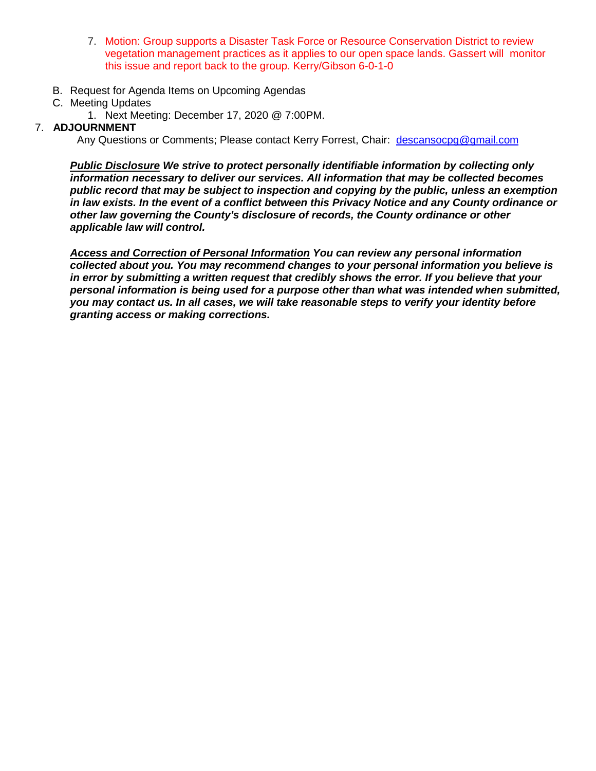7. Motion: Group supports a Disaster Task Force or Resource Conservation District to review vegetation management practices as it applies to our open space lands. Gassert will monitor this issue and report back to the group. Kerry/Gibson 6-0-1-0

B. Request for Agenda Items on Upcoming Agendas

C. Meeting Updates
   1. Next Meeting: December 17, 2020 @ 7:00PM.

7. **ADJOURNMENT**

Any Questions or Comments; Please contact Kerry Forrest, Chair: descansocpg@gmail.com

***Public Disclosure*** ***We strive to protect personally identifiable information by collecting only information necessary to deliver our services. All information that may be collected becomes public record that may be subject to inspection and copying by the public, unless an exemption in law exists. In the event of a conflict between this Privacy Notice and any County ordinance or other law governing the County's disclosure of records, the County ordinance or other applicable law will control.***

***Access and Correction of Personal Information*** ***You can review any personal information collected about you. You may recommend changes to your personal information you believe is in error by submitting a written request that credibly shows the error. If you believe that your personal information is being used for a purpose other than what was intended when submitted, you may contact us. In all cases, we will take reasonable steps to verify your identity before granting access or making corrections.***